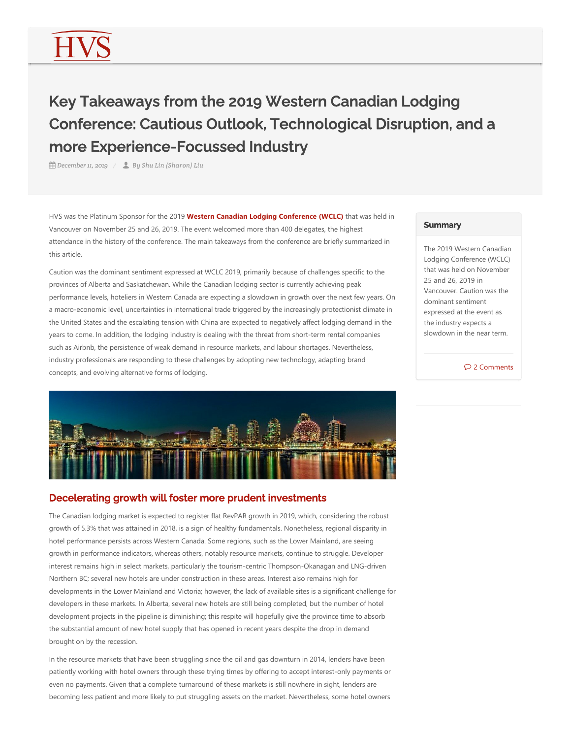# Key Takeaways from the 2019 Western Canadian Lodging Conference: Cautious Outlook, Technological Disruption, and a more Experience-Focussed Industry

*December 11, 2019* / *By Shu Lin (Sharon) Liu*

HVS was the Platinum Sponsor for the 2019 **Western Canadian Lodging Conference (WCLC)** that was held in Vancouver on November 25 and 26, 2019. The event welcomed more than 400 delegates, the highest attendance in the history of the conference. The main takeaways from the conference are briefly summarized in this article.

Caution was the dominant sentiment expressed at WCLC 2019, primarily because of challenges specific to the provinces of Alberta and Saskatchewan. While the Canadian lodging sector is currently achieving peak performance levels, hoteliers in Western Canada are expecting a slowdown in growth over the next few years. On a macro-economic level, uncertainties in international trade triggered by the increasingly protectionist climate in the United States and the escalating tension with China are expected to negatively affect lodging demand in the years to come. In addition, the lodging industry is dealing with the threat from short-term rental companies such as Airbnb, the persistence of weak demand in resource markets, and labour shortages. Nevertheless, industry professionals are responding to these challenges by adopting new technology, adapting brand concepts, and evolving alternative forms of lodging.

**Summary**

The 2019 Western Canadian Lodging Conference (WCLC) that was held on November 25 and 26, 2019 in Vancouver. Caution was the dominant sentiment expressed at the event as the industry expects a slowdown in the near term.

2 Comments

## Decelerating growth will foster more prudent investments

The Canadian lodging market is expected to register flat RevPAR growth in 2019, which, considering the robust growth of 5.3% that was attained in 2018, is a sign of healthy fundamentals. Nonetheless, regional disparity in hotel performance persists across Western Canada. Some regions, such as the Lower Mainland, are seeing growth in performance indicators, whereas others, notably resource markets, continue to struggle. Developer interest remains high in select markets, particularly the tourism-centric Thompson-Okanagan and LNG-driven Northern BC; several new hotels are under construction in these areas. Interest also remains high for developments in the Lower Mainland and Victoria; however, the lack of available sites is a significant challenge for developers in these markets. In Alberta, several new hotels are still being completed, but the number of hotel development projects in the pipeline is diminishing; this respite will hopefully give the province time to absorb the substantial amount of new hotel supply that has opened in recent years despite the drop in demand brought on by the recession.

In the resource markets that have been struggling since the oil and gas downturn in 2014, lenders have been patiently working with hotel owners through these trying times by offering to accept interest-only payments or even no payments. Given that a complete turnaround of these markets is still nowhere in sight, lenders are becoming less patient and more likely to put struggling assets on the market. Nevertheless, some hotel owners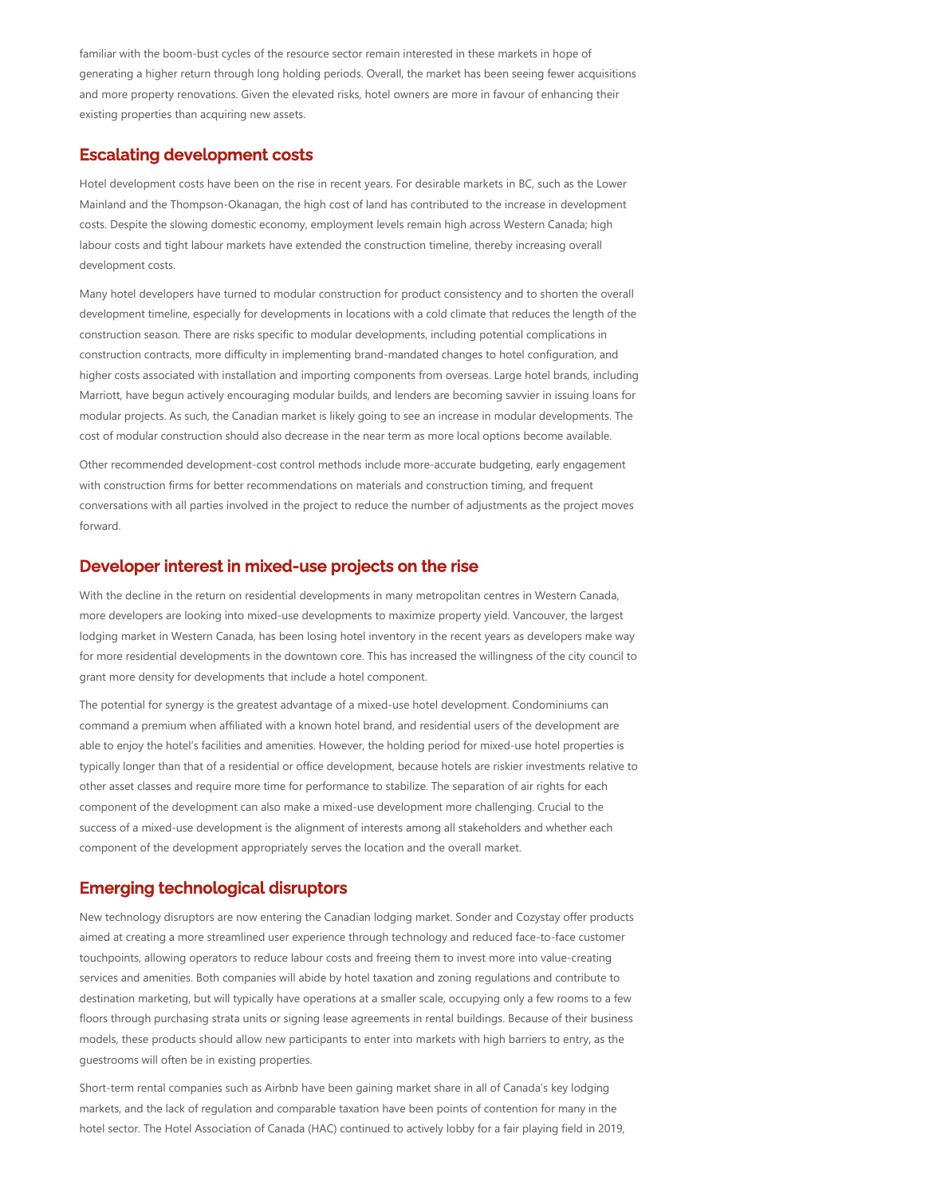familiar with the boom-bust cycles of the resource sector remain interested in these markets in hope of generating a higher return through long holding periods. Overall, the market has been seeing fewer acquisitions and more property renovations. Given the elevated risks, hotel owners are more in favour of enhancing their existing properties than acquiring new assets.

## Escalating development costs

Hotel development costs have been on the rise in recent years. For desirable markets in BC, such as the Lower Mainland and the Thompson-Okanagan, the high cost of land has contributed to the increase in development costs. Despite the slowing domestic economy, employment levels remain high across Western Canada; high labour costs and tight labour markets have extended the construction timeline, thereby increasing overall development costs.

Many hotel developers have turned to modular construction for product consistency and to shorten the overall development timeline, especially for developments in locations with a cold climate that reduces the length of the construction season. There are risks specific to modular developments, including potential complications in construction contracts, more difficulty in implementing brand-mandated changes to hotel configuration, and higher costs associated with installation and importing components from overseas. Large hotel brands, including Marriott, have begun actively encouraging modular builds, and lenders are becoming savvier in issuing loans for modular projects. As such, the Canadian market is likely going to see an increase in modular developments. The cost of modular construction should also decrease in the near term as more local options become available.

Other recommended development-cost control methods include more-accurate budgeting, early engagement with construction firms for better recommendations on materials and construction timing, and frequent conversations with all parties involved in the project to reduce the number of adjustments as the project moves forward.

## Developer interest in mixed-use projects on the rise

With the decline in the return on residential developments in many metropolitan centres in Western Canada, more developers are looking into mixed-use developments to maximize property yield. Vancouver, the largest lodging market in Western Canada, has been losing hotel inventory in the recent years as developers make way for more residential developments in the downtown core. This has increased the willingness of the city council to grant more density for developments that include a hotel component.

The potential for synergy is the greatest advantage of a mixed-use hotel development. Condominiums can command a premium when affiliated with a known hotel brand, and residential users of the development are able to enjoy the hotel's facilities and amenities. However, the holding period for mixed-use hotel properties is typically longer than that of a residential or office development, because hotels are riskier investments relative to other asset classes and require more time for performance to stabilize. The separation of air rights for each component of the development can also make a mixed-use development more challenging. Crucial to the success of a mixed-use development is the alignment of interests among all stakeholders and whether each component of the development appropriately serves the location and the overall market.

## Emerging technological disruptors

New technology disruptors are now entering the Canadian lodging market. Sonder and Cozystay offer products aimed at creating a more streamlined user experience through technology and reduced face-to-face customer touchpoints, allowing operators to reduce labour costs and freeing them to invest more into value-creating services and amenities. Both companies will abide by hotel taxation and zoning regulations and contribute to destination marketing, but will typically have operations at a smaller scale, occupying only a few rooms to a few floors through purchasing strata units or signing lease agreements in rental buildings. Because of their business models, these products should allow new participants to enter into markets with high barriers to entry, as the guestrooms will often be in existing properties.

Short-term rental companies such as Airbnb have been gaining market share in all of Canada's key lodging markets, and the lack of regulation and comparable taxation have been points of contention for many in the hotel sector. The Hotel Association of Canada (HAC) continued to actively lobby for a fair playing field in 2019,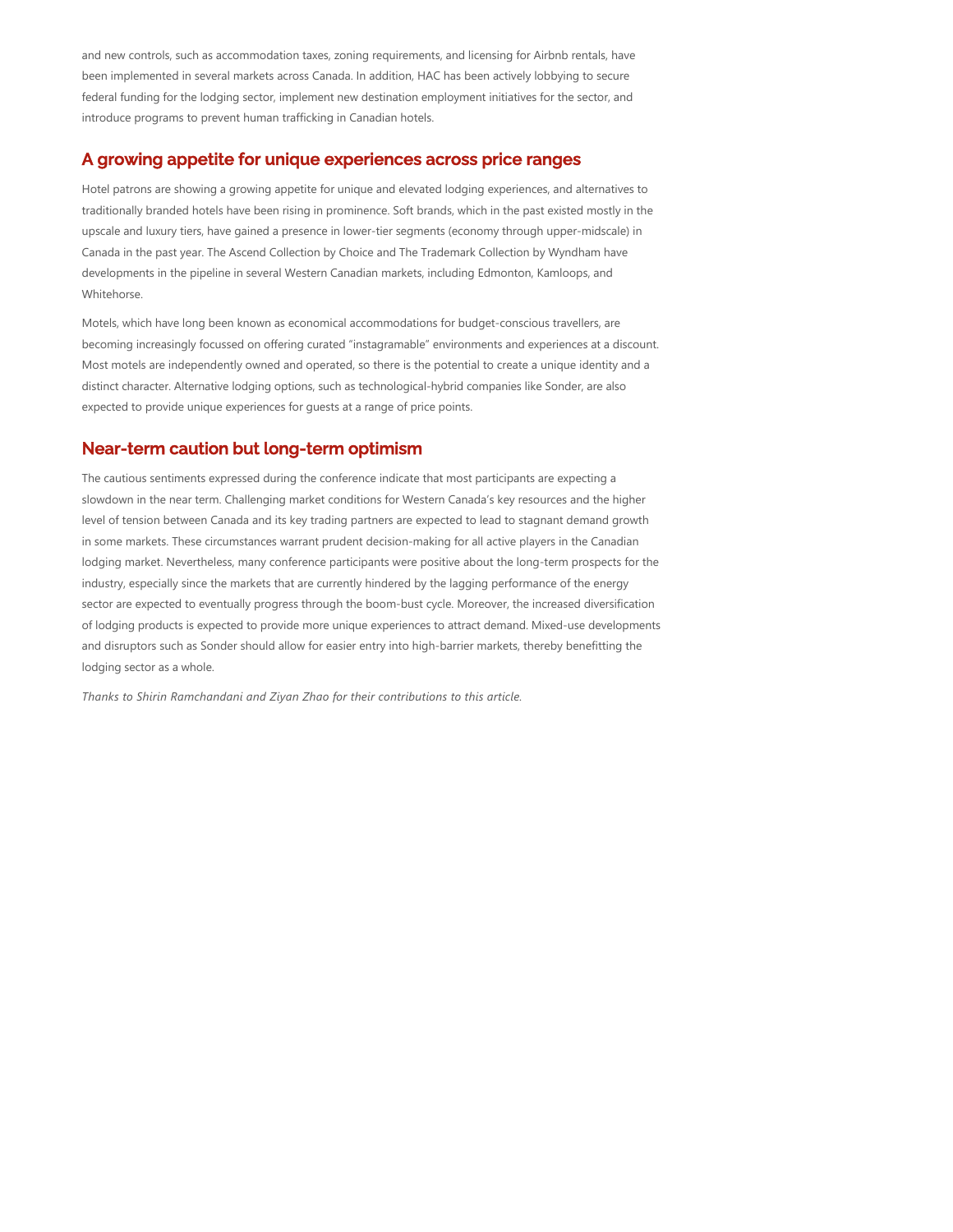and new controls, such as accommodation taxes, zoning requirements, and licensing for Airbnb rentals, have been implemented in several markets across Canada. In addition, HAC has been actively lobbying to secure federal funding for the lodging sector, implement new destination employment initiatives for the sector, and introduce programs to prevent human trafficking in Canadian hotels.

## A growing appetite for unique experiences across price ranges

Hotel patrons are showing a growing appetite for unique and elevated lodging experiences, and alternatives to traditionally branded hotels have been rising in prominence. Soft brands, which in the past existed mostly in the upscale and luxury tiers, have gained a presence in lower-tier segments (economy through upper-midscale) in Canada in the past year. The Ascend Collection by Choice and The Trademark Collection by Wyndham have developments in the pipeline in several Western Canadian markets, including Edmonton, Kamloops, and Whitehorse.

Motels, which have long been known as economical accommodations for budget-conscious travellers, are becoming increasingly focussed on offering curated "instagramable" environments and experiences at a discount. Most motels are independently owned and operated, so there is the potential to create a unique identity and a distinct character. Alternative lodging options, such as technological-hybrid companies like Sonder, are also expected to provide unique experiences for guests at a range of price points.

## Near-term caution but long-term optimism

The cautious sentiments expressed during the conference indicate that most participants are expecting a slowdown in the near term. Challenging market conditions for Western Canada's key resources and the higher level of tension between Canada and its key trading partners are expected to lead to stagnant demand growth in some markets. These circumstances warrant prudent decision-making for all active players in the Canadian lodging market. Nevertheless, many conference participants were positive about the long-term prospects for the industry, especially since the markets that are currently hindered by the lagging performance of the energy sector are expected to eventually progress through the boom-bust cycle. Moreover, the increased diversification of lodging products is expected to provide more unique experiences to attract demand. Mixed-use developments and disruptors such as Sonder should allow for easier entry into high-barrier markets, thereby benefitting the lodging sector as a whole.

*Thanks to Shirin Ramchandani and Ziyan Zhao for their contributions to this article.*